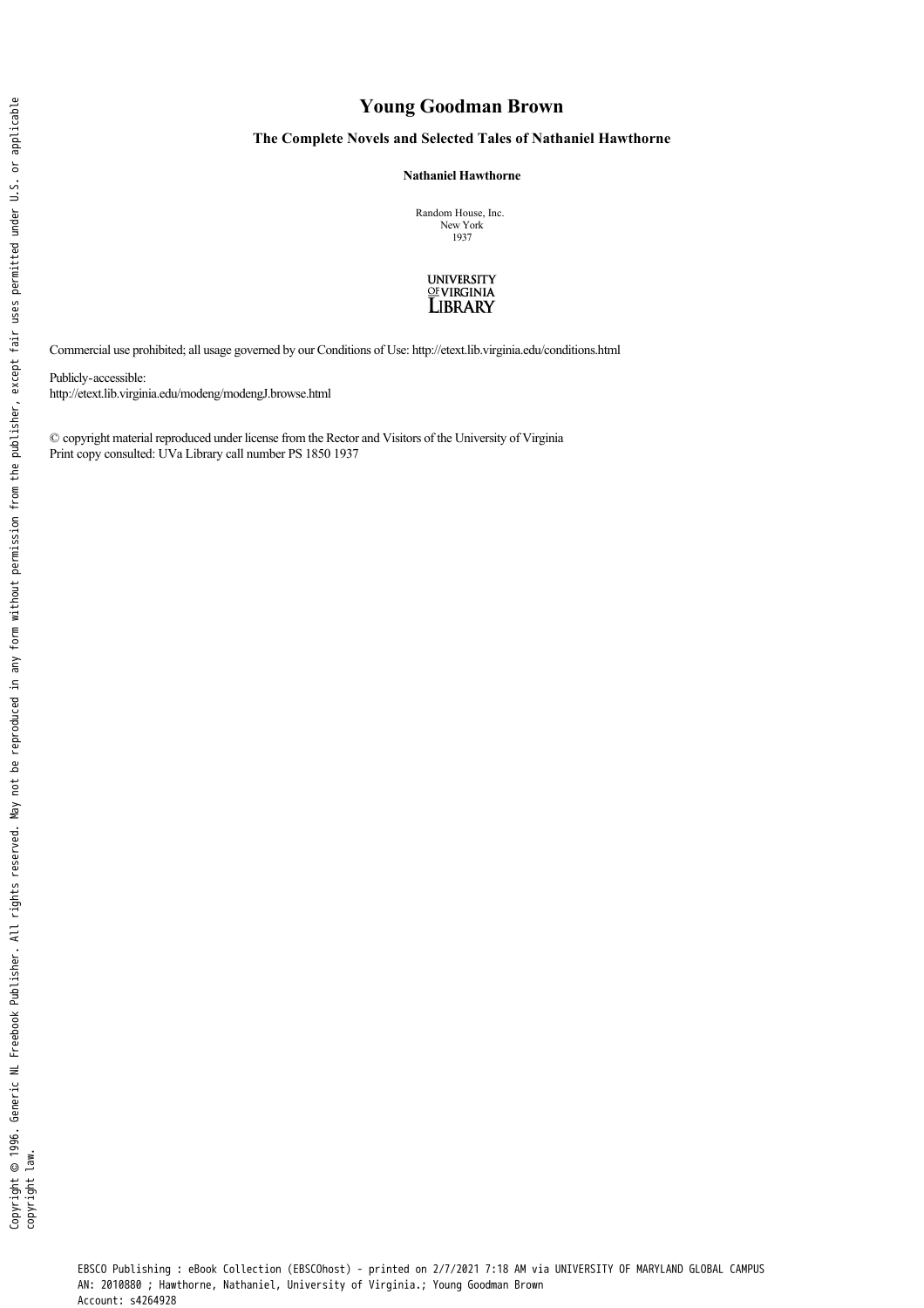# Young Goodman Brown

## The Complete Novels and Selected Tales of Nathaniel Hawthorne

**Nathaniel Hawthorne**

Random House, Inc.
New York
1937

UNIVERSITY OF VIRGINIA LIBRARY

Commercial use prohibited; all usage governed by our Conditions of Use: http://etext.lib.virginia.edu/conditions.html

Publicly-accessible:
http://etext.lib.virginia.edu/modeng/modengJ.browse.html

© copyright material reproduced under license from the Rector and Visitors of the University of Virginia
Print copy consulted: UVa Library call number PS 1850 1937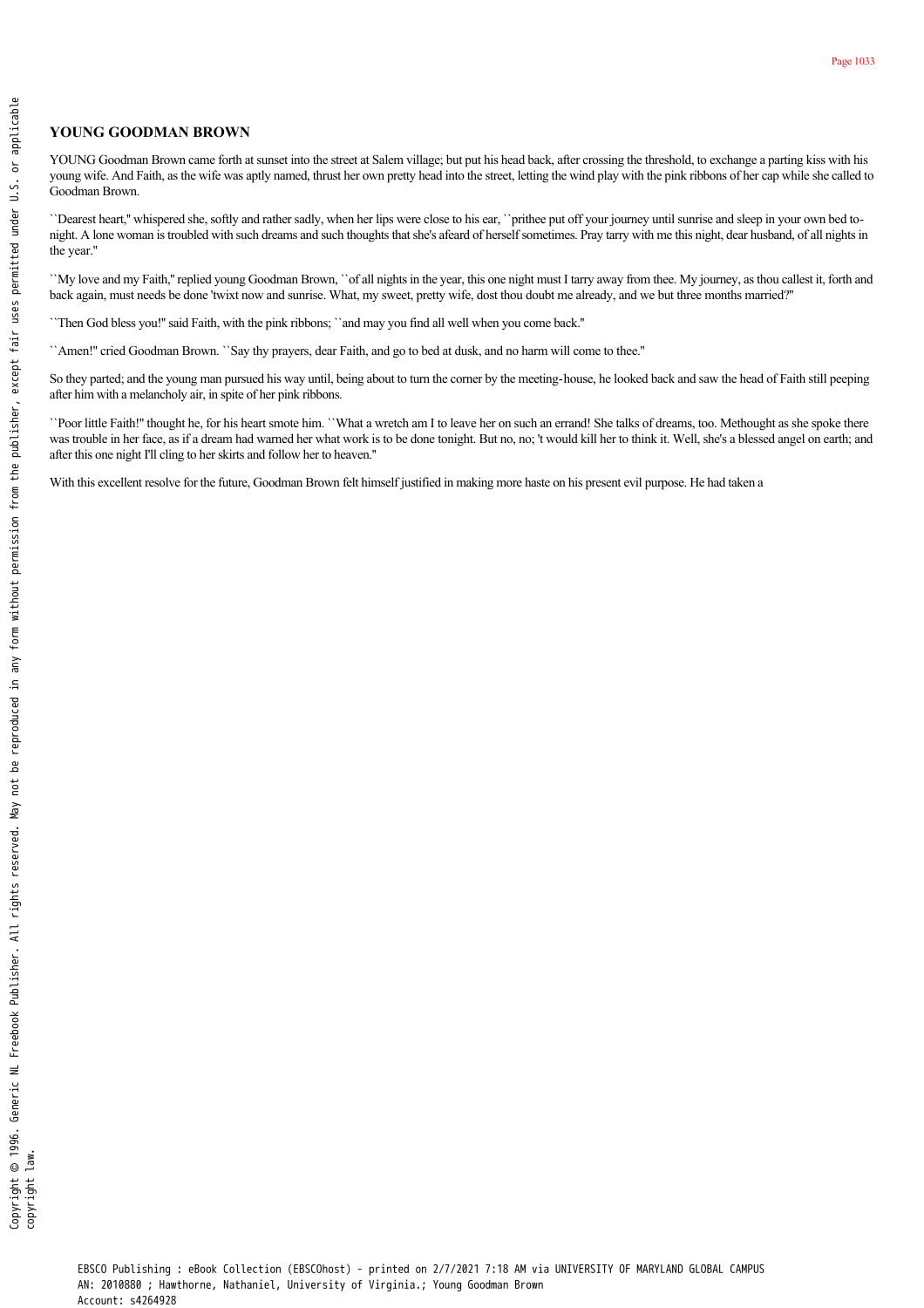## YOUNG GOODMAN BROWN

YOUNG Goodman Brown came forth at sunset into the street at Salem village; but put his head back, after crossing the threshold, to exchange a parting kiss with his young wife. And Faith, as the wife was aptly named, thrust her own pretty head into the street, letting the wind play with the pink ribbons of her cap while she called to Goodman Brown.

``Dearest heart,'' whispered she, softly and rather sadly, when her lips were close to his ear, ``prithee put off your journey until sunrise and sleep in your own bed to-night. A lone woman is troubled with such dreams and such thoughts that she's afeard of herself sometimes. Pray tarry with me this night, dear husband, of all nights in the year.''

``My love and my Faith,'' replied young Goodman Brown, ``of all nights in the year, this one night must I tarry away from thee. My journey, as thou callest it, forth and back again, must needs be done 'twixt now and sunrise. What, my sweet, pretty wife, dost thou doubt me already, and we but three months married?''

``Then God bless you!'' said Faith, with the pink ribbons; ``and may you find all well when you come back.''

``Amen!'' cried Goodman Brown. ``Say thy prayers, dear Faith, and go to bed at dusk, and no harm will come to thee.''

So they parted; and the young man pursued his way until, being about to turn the corner by the meeting-house, he looked back and saw the head of Faith still peeping after him with a melancholy air, in spite of her pink ribbons.

``Poor little Faith!'' thought he, for his heart smote him. ``What a wretch am I to leave her on such an errand! She talks of dreams, too. Methought as she spoke there was trouble in her face, as if a dream had warned her what work is to be done tonight. But no, no; 't would kill her to think it. Well, she's a blessed angel on earth; and after this one night I'll cling to her skirts and follow her to heaven.''

With this excellent resolve for the future, Goodman Brown felt himself justified in making more haste on his present evil purpose. He had taken a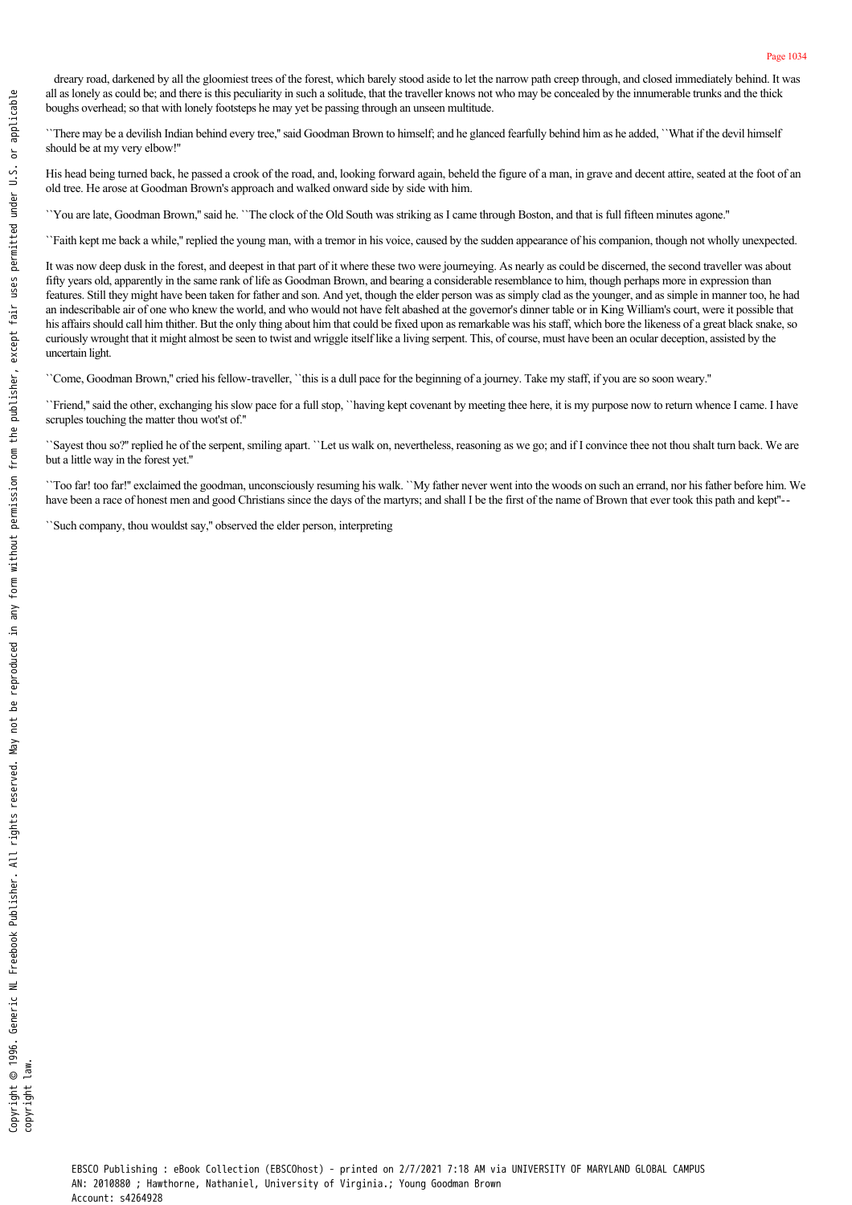dreary road, darkened by all the gloomiest trees of the forest, which barely stood aside to let the narrow path creep through, and closed immediately behind. It was all as lonely as could be; and there is this peculiarity in such a solitude, that the traveller knows not who may be concealed by the innumerable trunks and the thick boughs overhead; so that with lonely footsteps he may yet be passing through an unseen multitude.

``There may be a devilish Indian behind every tree," said Goodman Brown to himself; and he glanced fearfully behind him as he added, ``What if the devil himself should be at my very elbow!"

His head being turned back, he passed a crook of the road, and, looking forward again, beheld the figure of a man, in grave and decent attire, seated at the foot of an old tree. He arose at Goodman Brown's approach and walked onward side by side with him.

``You are late, Goodman Brown," said he. ``The clock of the Old South was striking as I came through Boston, and that is full fifteen minutes agone."

``Faith kept me back a while," replied the young man, with a tremor in his voice, caused by the sudden appearance of his companion, though not wholly unexpected.

It was now deep dusk in the forest, and deepest in that part of it where these two were journeying. As nearly as could be discerned, the second traveller was about fifty years old, apparently in the same rank of life as Goodman Brown, and bearing a considerable resemblance to him, though perhaps more in expression than features. Still they might have been taken for father and son. And yet, though the elder person was as simply clad as the younger, and as simple in manner too, he had an indescribable air of one who knew the world, and who would not have felt abashed at the governor's dinner table or in King William's court, were it possible that his affairs should call him thither. But the only thing about him that could be fixed upon as remarkable was his staff, which bore the likeness of a great black snake, so curiously wrought that it might almost be seen to twist and wriggle itself like a living serpent. This, of course, must have been an ocular deception, assisted by the uncertain light.

``Come, Goodman Brown," cried his fellow-traveller, ``this is a dull pace for the beginning of a journey. Take my staff, if you are so soon weary."

``Friend," said the other, exchanging his slow pace for a full stop, ``having kept covenant by meeting thee here, it is my purpose now to return whence I came. I have scruples touching the matter thou wot'st of."

``Sayest thou so?" replied he of the serpent, smiling apart. ``Let us walk on, nevertheless, reasoning as we go; and if I convince thee not thou shalt turn back. We are but a little way in the forest yet."

``Too far! too far!" exclaimed the goodman, unconsciously resuming his walk. ``My father never went into the woods on such an errand, nor his father before him. We have been a race of honest men and good Christians since the days of the martyrs; and shall I be the first of the name of Brown that ever took this path and kept"--

``Such company, thou wouldst say," observed the elder person, interpreting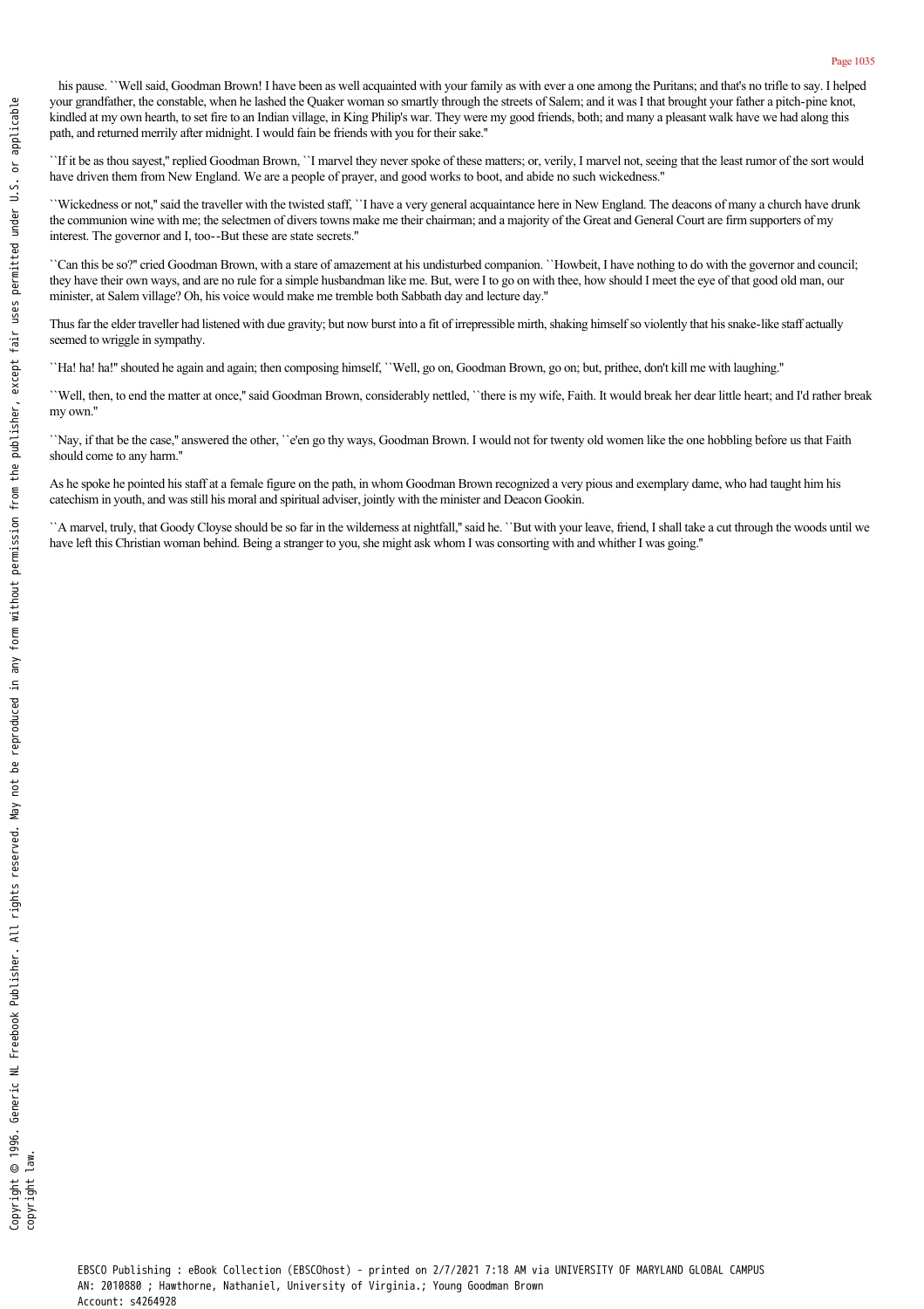his pause. ``Well said, Goodman Brown! I have been as well acquainted with your family as with ever a one among the Puritans; and that's no trifle to say. I helped your grandfather, the constable, when he lashed the Quaker woman so smartly through the streets of Salem; and it was I that brought your father a pitch-pine knot, kindled at my own hearth, to set fire to an Indian village, in King Philip's war. They were my good friends, both; and many a pleasant walk have we had along this path, and returned merrily after midnight. I would fain be friends with you for their sake."

``If it be as thou sayest," replied Goodman Brown, ``I marvel they never spoke of these matters; or, verily, I marvel not, seeing that the least rumor of the sort would have driven them from New England. We are a people of prayer, and good works to boot, and abide no such wickedness."

``Wickedness or not," said the traveller with the twisted staff, ``I have a very general acquaintance here in New England. The deacons of many a church have drunk the communion wine with me; the selectmen of divers towns make me their chairman; and a majority of the Great and General Court are firm supporters of my interest. The governor and I, too--But these are state secrets."

``Can this be so?" cried Goodman Brown, with a stare of amazement at his undisturbed companion. ``Howbeit, I have nothing to do with the governor and council; they have their own ways, and are no rule for a simple husbandman like me. But, were I to go on with thee, how should I meet the eye of that good old man, our minister, at Salem village? Oh, his voice would make me tremble both Sabbath day and lecture day."

Thus far the elder traveller had listened with due gravity; but now burst into a fit of irrepressible mirth, shaking himself so violently that his snake-like staff actually seemed to wriggle in sympathy.

``Ha! ha! ha!" shouted he again and again; then composing himself, ``Well, go on, Goodman Brown, go on; but, prithee, don't kill me with laughing."

``Well, then, to end the matter at once," said Goodman Brown, considerably nettled, ``there is my wife, Faith. It would break her dear little heart; and I'd rather break my own."

``Nay, if that be the case," answered the other, ``e'en go thy ways, Goodman Brown. I would not for twenty old women like the one hobbling before us that Faith should come to any harm."

As he spoke he pointed his staff at a female figure on the path, in whom Goodman Brown recognized a very pious and exemplary dame, who had taught him his catechism in youth, and was still his moral and spiritual adviser, jointly with the minister and Deacon Gookin.

``A marvel, truly, that Goody Cloyse should be so far in the wilderness at nightfall," said he. ``But with your leave, friend, I shall take a cut through the woods until we have left this Christian woman behind. Being a stranger to you, she might ask whom I was consorting with and whither I was going."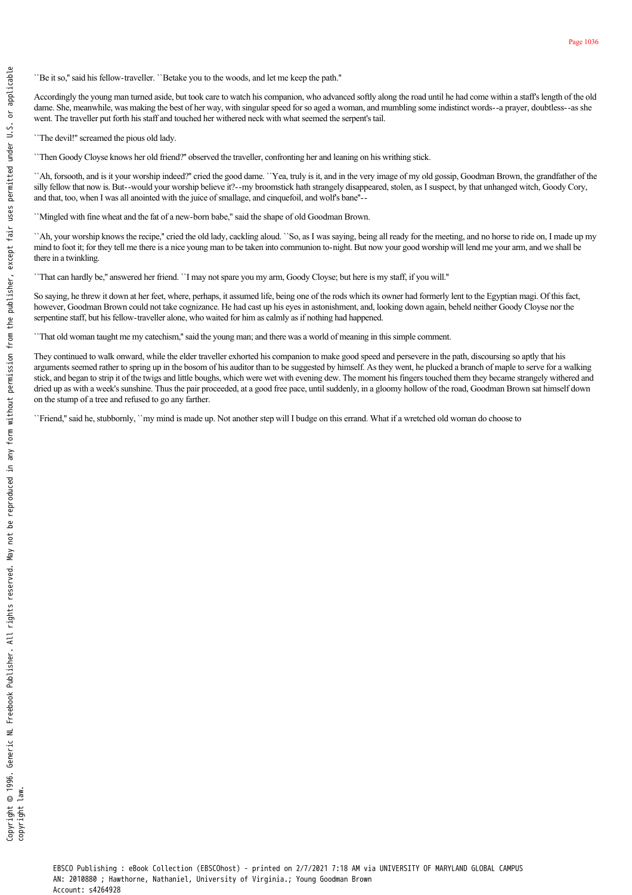``Be it so,'' said his fellow-traveller. ``Betake you to the woods, and let me keep the path.''

Accordingly the young man turned aside, but took care to watch his companion, who advanced softly along the road until he had come within a staff's length of the old dame. She, meanwhile, was making the best of her way, with singular speed for so aged a woman, and mumbling some indistinct words--a prayer, doubtless--as she went. The traveller put forth his staff and touched her withered neck with what seemed the serpent's tail.

``The devil!'' screamed the pious old lady.

``Then Goody Cloyse knows her old friend?'' observed the traveller, confronting her and leaning on his writhing stick.

``Ah, forsooth, and is it your worship indeed?'' cried the good dame. ``Yea, truly is it, and in the very image of my old gossip, Goodman Brown, the grandfather of the silly fellow that now is. But--would your worship believe it?--my broomstick hath strangely disappeared, stolen, as I suspect, by that unhanged witch, Goody Cory, and that, too, when I was all anointed with the juice of smallage, and cinquefoil, and wolf's bane''--

``Mingled with fine wheat and the fat of a new-born babe,'' said the shape of old Goodman Brown.

``Ah, your worship knows the recipe,'' cried the old lady, cackling aloud. ``So, as I was saying, being all ready for the meeting, and no horse to ride on, I made up my mind to foot it; for they tell me there is a nice young man to be taken into communion to-night. But now your good worship will lend me your arm, and we shall be there in a twinkling.

``That can hardly be,'' answered her friend. ``I may not spare you my arm, Goody Cloyse; but here is my staff, if you will.''

So saying, he threw it down at her feet, where, perhaps, it assumed life, being one of the rods which its owner had formerly lent to the Egyptian magi. Of this fact, however, Goodman Brown could not take cognizance. He had cast up his eyes in astonishment, and, looking down again, beheld neither Goody Cloyse nor the serpentine staff, but his fellow-traveller alone, who waited for him as calmly as if nothing had happened.

``That old woman taught me my catechism,'' said the young man; and there was a world of meaning in this simple comment.

They continued to walk onward, while the elder traveller exhorted his companion to make good speed and persevere in the path, discoursing so aptly that his arguments seemed rather to spring up in the bosom of his auditor than to be suggested by himself. As they went, he plucked a branch of maple to serve for a walking stick, and began to strip it of the twigs and little boughs, which were wet with evening dew. The moment his fingers touched them they became strangely withered and dried up as with a week's sunshine. Thus the pair proceeded, at a good free pace, until suddenly, in a gloomy hollow of the road, Goodman Brown sat himself down on the stump of a tree and refused to go any farther.

``Friend,'' said he, stubbornly, ``my mind is made up. Not another step will I budge on this errand. What if a wretched old woman do choose to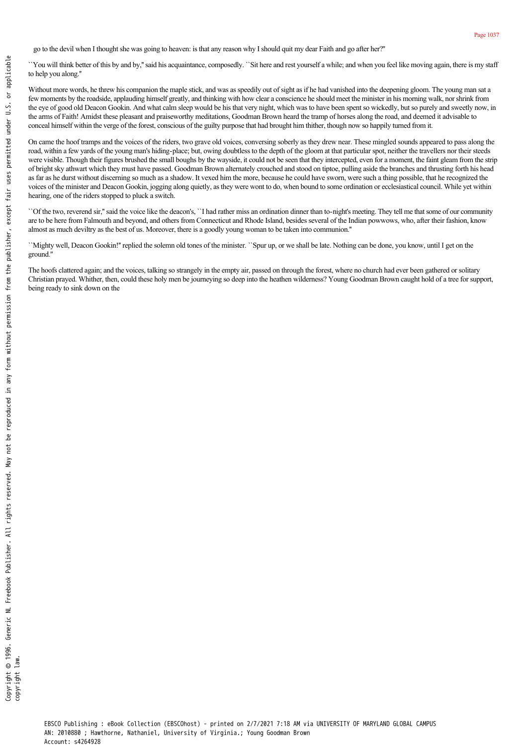go to the devil when I thought she was going to heaven: is that any reason why I should quit my dear Faith and go after her?"

``You will think better of this by and by," said his acquaintance, composedly. ``Sit here and rest yourself a while; and when you feel like moving again, there is my staff to help you along."

Without more words, he threw his companion the maple stick, and was as speedily out of sight as if he had vanished into the deepening gloom. The young man sat a few moments by the roadside, applauding himself greatly, and thinking with how clear a conscience he should meet the minister in his morning walk, nor shrink from the eye of good old Deacon Gookin. And what calm sleep would be his that very night, which was to have been spent so wickedly, but so purely and sweetly now, in the arms of Faith! Amidst these pleasant and praiseworthy meditations, Goodman Brown heard the tramp of horses along the road, and deemed it advisable to conceal himself within the verge of the forest, conscious of the guilty purpose that had brought him thither, though now so happily turned from it.

On came the hoof tramps and the voices of the riders, two grave old voices, conversing soberly as they drew near. These mingled sounds appeared to pass along the road, within a few yards of the young man's hiding-place; but, owing doubtless to the depth of the gloom at that particular spot, neither the travellers nor their steeds were visible. Though their figures brushed the small boughs by the wayside, it could not be seen that they intercepted, even for a moment, the faint gleam from the strip of bright sky athwart which they must have passed. Goodman Brown alternately crouched and stood on tiptoe, pulling aside the branches and thrusting forth his head as far as he durst without discerning so much as a shadow. It vexed him the more, because he could have sworn, were such a thing possible, that he recognized the voices of the minister and Deacon Gookin, jogging along quietly, as they were wont to do, when bound to some ordination or ecclesiastical council. While yet within hearing, one of the riders stopped to pluck a switch.

``Of the two, reverend sir," said the voice like the deacon's, ``I had rather miss an ordination dinner than to-night's meeting. They tell me that some of our community are to be here from Falmouth and beyond, and others from Connecticut and Rhode Island, besides several of the Indian powwows, who, after their fashion, know almost as much deviltry as the best of us. Moreover, there is a goodly young woman to be taken into communion."

``Mighty well, Deacon Gookin!" replied the solemn old tones of the minister. ``Spur up, or we shall be late. Nothing can be done, you know, until I get on the ground."

The hoofs clattered again; and the voices, talking so strangely in the empty air, passed on through the forest, where no church had ever been gathered or solitary Christian prayed. Whither, then, could these holy men be journeying so deep into the heathen wilderness? Young Goodman Brown caught hold of a tree for support, being ready to sink down on the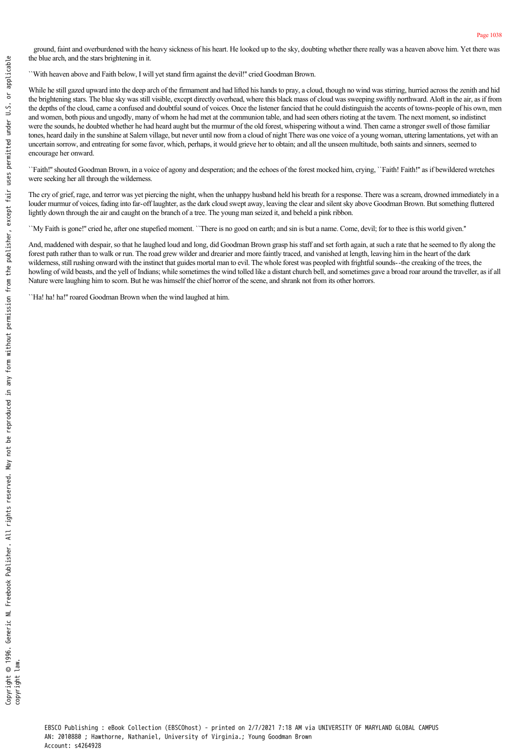ground, faint and overburdened with the heavy sickness of his heart. He looked up to the sky, doubting whether there really was a heaven above him. Yet there was the blue arch, and the stars brightening in it.

``With heaven above and Faith below, I will yet stand firm against the devil!'' cried Goodman Brown.

While he still gazed upward into the deep arch of the firmament and had lifted his hands to pray, a cloud, though no wind was stirring, hurried across the zenith and hid the brightening stars. The blue sky was still visible, except directly overhead, where this black mass of cloud was sweeping swiftly northward. Aloft in the air, as if from the depths of the cloud, came a confused and doubtful sound of voices. Once the listener fancied that he could distinguish the accents of towns-people of his own, men and women, both pious and ungodly, many of whom he had met at the communion table, and had seen others rioting at the tavern. The next moment, so indistinct were the sounds, he doubted whether he had heard aught but the murmur of the old forest, whispering without a wind. Then came a stronger swell of those familiar tones, heard daily in the sunshine at Salem village, but never until now from a cloud of night There was one voice of a young woman, uttering lamentations, yet with an uncertain sorrow, and entreating for some favor, which, perhaps, it would grieve her to obtain; and all the unseen multitude, both saints and sinners, seemed to encourage her onward.

``Faith!'' shouted Goodman Brown, in a voice of agony and desperation; and the echoes of the forest mocked him, crying, ``Faith! Faith!'' as if bewildered wretches were seeking her all through the wilderness.

The cry of grief, rage, and terror was yet piercing the night, when the unhappy husband held his breath for a response. There was a scream, drowned immediately in a louder murmur of voices, fading into far-off laughter, as the dark cloud swept away, leaving the clear and silent sky above Goodman Brown. But something fluttered lightly down through the air and caught on the branch of a tree. The young man seized it, and beheld a pink ribbon.

``My Faith is gone!'' cried he, after one stupefied moment. ``There is no good on earth; and sin is but a name. Come, devil; for to thee is this world given.''

And, maddened with despair, so that he laughed loud and long, did Goodman Brown grasp his staff and set forth again, at such a rate that he seemed to fly along the forest path rather than to walk or run. The road grew wilder and drearier and more faintly traced, and vanished at length, leaving him in the heart of the dark wilderness, still rushing onward with the instinct that guides mortal man to evil. The whole forest was peopled with frightful sounds--the creaking of the trees, the howling of wild beasts, and the yell of Indians; while sometimes the wind tolled like a distant church bell, and sometimes gave a broad roar around the traveller, as if all Nature were laughing him to scorn. But he was himself the chief horror of the scene, and shrank not from its other horrors.

``Ha! ha! ha!'' roared Goodman Brown when the wind laughed at him.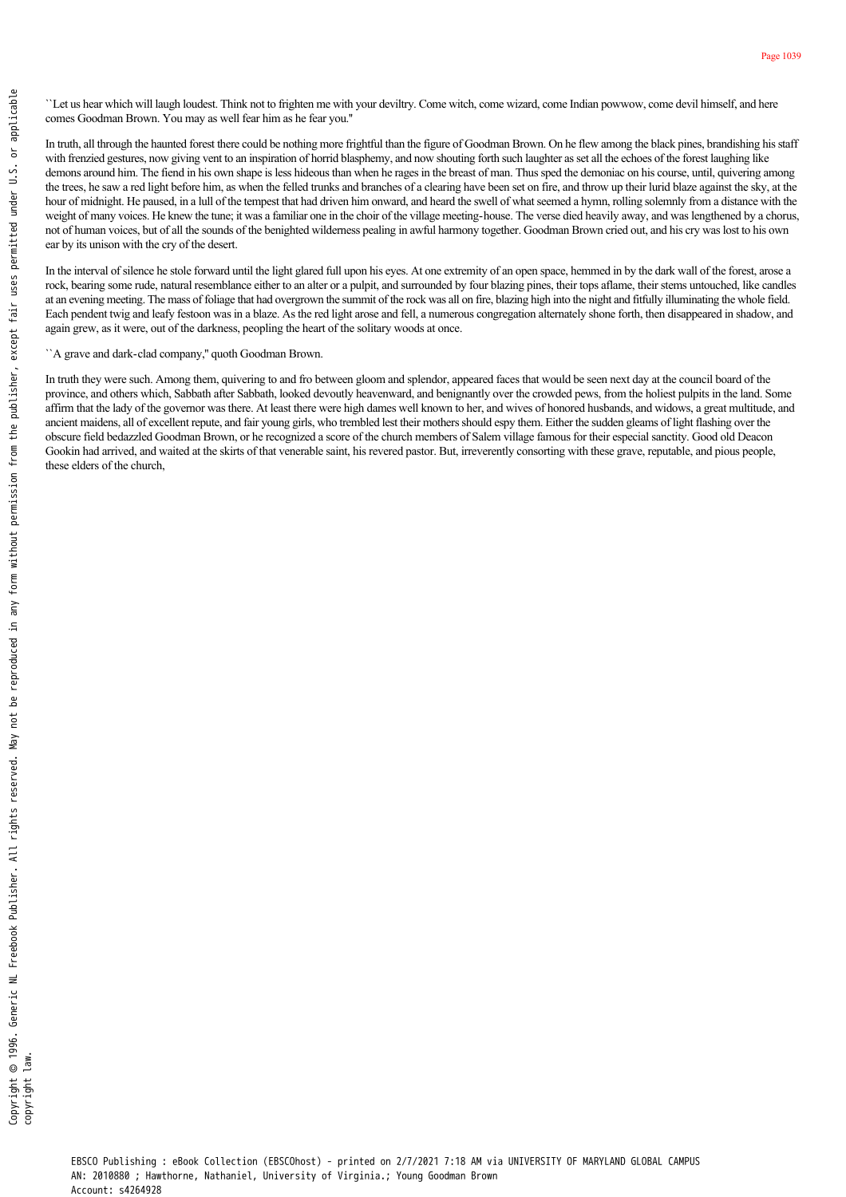``Let us hear which will laugh loudest. Think not to frighten me with your deviltry. Come witch, come wizard, come Indian powwow, come devil himself, and here comes Goodman Brown. You may as well fear him as he fear you."

In truth, all through the haunted forest there could be nothing more frightful than the figure of Goodman Brown. On he flew among the black pines, brandishing his staff with frenzied gestures, now giving vent to an inspiration of horrid blasphemy, and now shouting forth such laughter as set all the echoes of the forest laughing like demons around him. The fiend in his own shape is less hideous than when he rages in the breast of man. Thus sped the demoniac on his course, until, quivering among the trees, he saw a red light before him, as when the felled trunks and branches of a clearing have been set on fire, and throw up their lurid blaze against the sky, at the hour of midnight. He paused, in a lull of the tempest that had driven him onward, and heard the swell of what seemed a hymn, rolling solemnly from a distance with the weight of many voices. He knew the tune; it was a familiar one in the choir of the village meeting-house. The verse died heavily away, and was lengthened by a chorus, not of human voices, but of all the sounds of the benighted wilderness pealing in awful harmony together. Goodman Brown cried out, and his cry was lost to his own ear by its unison with the cry of the desert.

In the interval of silence he stole forward until the light glared full upon his eyes. At one extremity of an open space, hemmed in by the dark wall of the forest, arose a rock, bearing some rude, natural resemblance either to an alter or a pulpit, and surrounded by four blazing pines, their tops aflame, their stems untouched, like candles at an evening meeting. The mass of foliage that had overgrown the summit of the rock was all on fire, blazing high into the night and fitfully illuminating the whole field. Each pendent twig and leafy festoon was in a blaze. As the red light arose and fell, a numerous congregation alternately shone forth, then disappeared in shadow, and again grew, as it were, out of the darkness, peopling the heart of the solitary woods at once.

``A grave and dark-clad company," quoth Goodman Brown.

In truth they were such. Among them, quivering to and fro between gloom and splendor, appeared faces that would be seen next day at the council board of the province, and others which, Sabbath after Sabbath, looked devoutly heavenward, and benignantly over the crowded pews, from the holiest pulpits in the land. Some affirm that the lady of the governor was there. At least there were high dames well known to her, and wives of honored husbands, and widows, a great multitude, and ancient maidens, all of excellent repute, and fair young girls, who trembled lest their mothers should espy them. Either the sudden gleams of light flashing over the obscure field bedazzled Goodman Brown, or he recognized a score of the church members of Salem village famous for their especial sanctity. Good old Deacon Gookin had arrived, and waited at the skirts of that venerable saint, his revered pastor. But, irreverently consorting with these grave, reputable, and pious people, these elders of the church,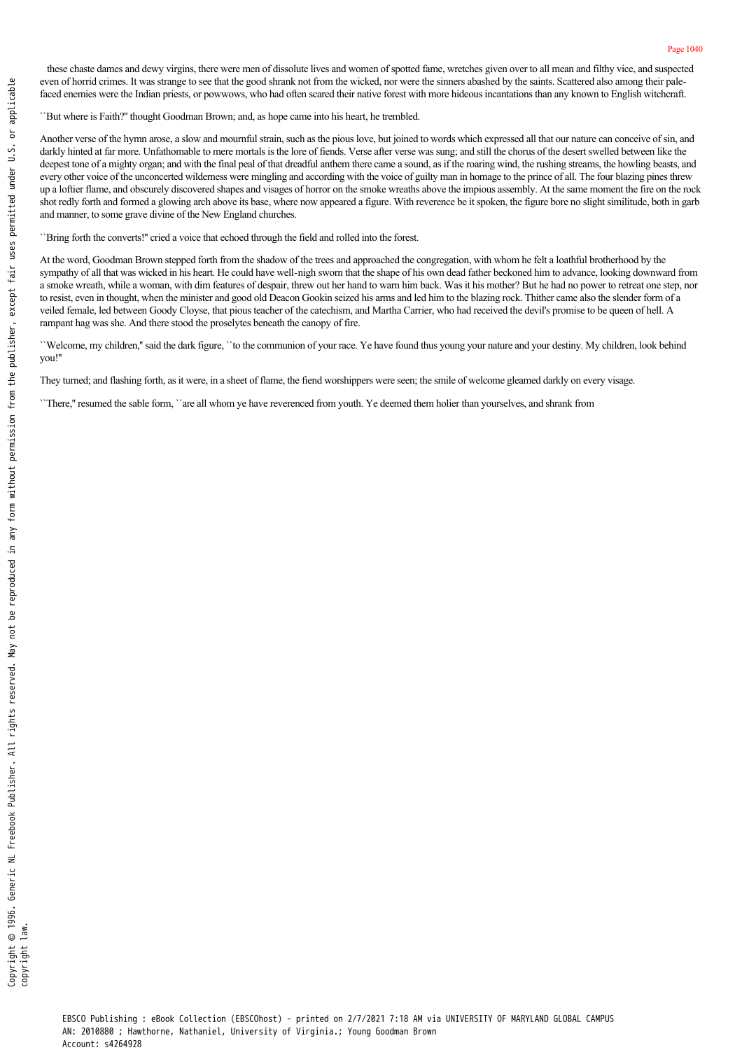these chaste dames and dewy virgins, there were men of dissolute lives and women of spotted fame, wretches given over to all mean and filthy vice, and suspected even of horrid crimes. It was strange to see that the good shrank not from the wicked, nor were the sinners abashed by the saints. Scattered also among their pale-faced enemies were the Indian priests, or powwows, who had often scared their native forest with more hideous incantations than any known to English witchcraft.

``But where is Faith?'' thought Goodman Brown; and, as hope came into his heart, he trembled.

Another verse of the hymn arose, a slow and mournful strain, such as the pious love, but joined to words which expressed all that our nature can conceive of sin, and darkly hinted at far more. Unfathomable to mere mortals is the lore of fiends. Verse after verse was sung; and still the chorus of the desert swelled between like the deepest tone of a mighty organ; and with the final peal of that dreadful anthem there came a sound, as if the roaring wind, the rushing streams, the howling beasts, and every other voice of the unconcerted wilderness were mingling and according with the voice of guilty man in homage to the prince of all. The four blazing pines threw up a loftier flame, and obscurely discovered shapes and visages of horror on the smoke wreaths above the impious assembly. At the same moment the fire on the rock shot redly forth and formed a glowing arch above its base, where now appeared a figure. With reverence be it spoken, the figure bore no slight similitude, both in garb and manner, to some grave divine of the New England churches.

``Bring forth the converts!'' cried a voice that echoed through the field and rolled into the forest.

At the word, Goodman Brown stepped forth from the shadow of the trees and approached the congregation, with whom he felt a loathful brotherhood by the sympathy of all that was wicked in his heart. He could have well-nigh sworn that the shape of his own dead father beckoned him to advance, looking downward from a smoke wreath, while a woman, with dim features of despair, threw out her hand to warn him back. Was it his mother? But he had no power to retreat one step, nor to resist, even in thought, when the minister and good old Deacon Gookin seized his arms and led him to the blazing rock. Thither came also the slender form of a veiled female, led between Goody Cloyse, that pious teacher of the catechism, and Martha Carrier, who had received the devil's promise to be queen of hell. A rampant hag was she. And there stood the proselytes beneath the canopy of fire.

``Welcome, my children,'' said the dark figure, ``to the communion of your race. Ye have found thus young your nature and your destiny. My children, look behind you!''

They turned; and flashing forth, as it were, in a sheet of flame, the fiend worshippers were seen; the smile of welcome gleamed darkly on every visage.

``There,'' resumed the sable form, ``are all whom ye have reverenced from youth. Ye deemed them holier than yourselves, and shrank from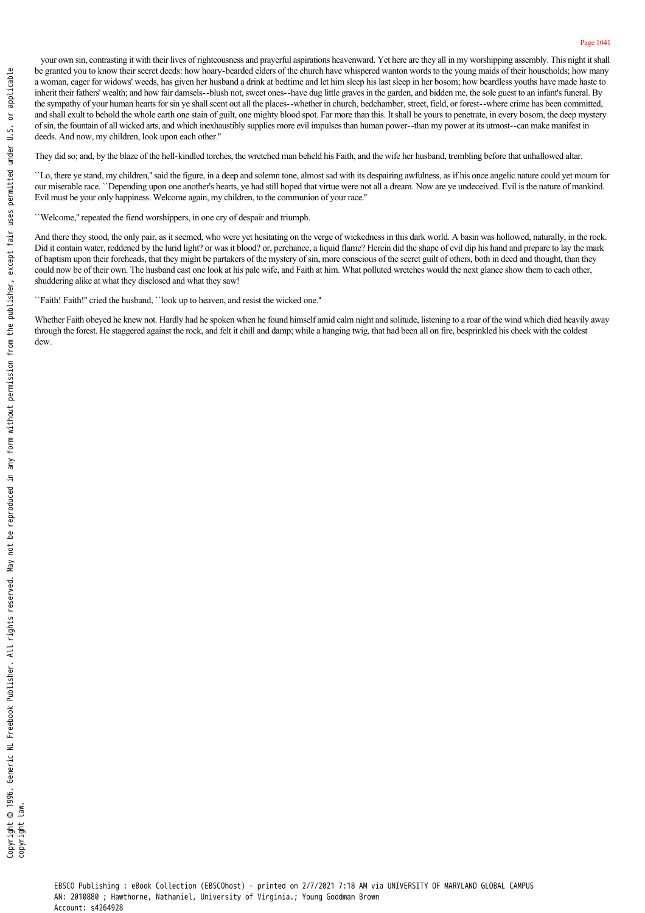your own sin, contrasting it with their lives of righteousness and prayerful aspirations heavenward. Yet here are they all in my worshipping assembly. This night it shall be granted you to know their secret deeds: how hoary-bearded elders of the church have whispered wanton words to the young maids of their households; how many a woman, eager for widows' weeds, has given her husband a drink at bedtime and let him sleep his last sleep in her bosom; how beardless youths have made haste to inherit their fathers' wealth; and how fair damsels--blush not, sweet ones--have dug little graves in the garden, and bidden me, the sole guest to an infant's funeral. By the sympathy of your human hearts for sin ye shall scent out all the places--whether in church, bedchamber, street, field, or forest--where crime has been committed, and shall exult to behold the whole earth one stain of guilt, one mighty blood spot. Far more than this. It shall be yours to penetrate, in every bosom, the deep mystery of sin, the fountain of all wicked arts, and which inexhaustibly supplies more evil impulses than human power--than my power at its utmost--can make manifest in deeds. And now, my children, look upon each other."

They did so; and, by the blaze of the hell-kindled torches, the wretched man beheld his Faith, and the wife her husband, trembling before that unhallowed altar.

``Lo, there ye stand, my children," said the figure, in a deep and solemn tone, almost sad with its despairing awfulness, as if his once angelic nature could yet mourn for our miserable race. ``Depending upon one another's hearts, ye had still hoped that virtue were not all a dream. Now are ye undeceived. Evil is the nature of mankind. Evil must be your only happiness. Welcome again, my children, to the communion of your race."

``Welcome," repeated the fiend worshippers, in one cry of despair and triumph.

And there they stood, the only pair, as it seemed, who were yet hesitating on the verge of wickedness in this dark world. A basin was hollowed, naturally, in the rock. Did it contain water, reddened by the lurid light? or was it blood? or, perchance, a liquid flame? Herein did the shape of evil dip his hand and prepare to lay the mark of baptism upon their foreheads, that they might be partakers of the mystery of sin, more conscious of the secret guilt of others, both in deed and thought, than they could now be of their own. The husband cast one look at his pale wife, and Faith at him. What polluted wretches would the next glance show them to each other, shuddering alike at what they disclosed and what they saw!

``Faith! Faith!" cried the husband, ``look up to heaven, and resist the wicked one."

Whether Faith obeyed he knew not. Hardly had he spoken when he found himself amid calm night and solitude, listening to a roar of the wind which died heavily away through the forest. He staggered against the rock, and felt it chill and damp; while a hanging twig, that had been all on fire, besprinkled his cheek with the coldest dew.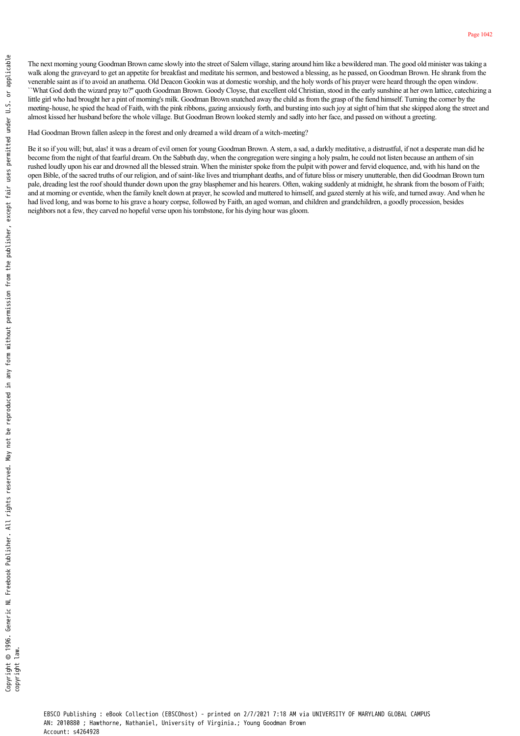The next morning young Goodman Brown came slowly into the street of Salem village, staring around him like a bewildered man. The good old minister was taking a walk along the graveyard to get an appetite for breakfast and meditate his sermon, and bestowed a blessing, as he passed, on Goodman Brown. He shrank from the venerable saint as if to avoid an anathema. Old Deacon Gookin was at domestic worship, and the holy words of his prayer were heard through the open window. ``What God doth the wizard pray to?'' quoth Goodman Brown. Goody Cloyse, that excellent old Christian, stood in the early sunshine at her own lattice, catechizing a little girl who had brought her a pint of morning's milk. Goodman Brown snatched away the child as from the grasp of the fiend himself. Turning the corner by the meeting-house, he spied the head of Faith, with the pink ribbons, gazing anxiously forth, and bursting into such joy at sight of him that she skipped along the street and almost kissed her husband before the whole village. But Goodman Brown looked sternly and sadly into her face, and passed on without a greeting.

Had Goodman Brown fallen asleep in the forest and only dreamed a wild dream of a witch-meeting?

Be it so if you will; but, alas! it was a dream of evil omen for young Goodman Brown. A stern, a sad, a darkly meditative, a distrustful, if not a desperate man did he become from the night of that fearful dream. On the Sabbath day, when the congregation were singing a holy psalm, he could not listen because an anthem of sin rushed loudly upon his ear and drowned all the blessed strain. When the minister spoke from the pulpit with power and fervid eloquence, and, with his hand on the open Bible, of the sacred truths of our religion, and of saint-like lives and triumphant deaths, and of future bliss or misery unutterable, then did Goodman Brown turn pale, dreading lest the roof should thunder down upon the gray blasphemer and his hearers. Often, waking suddenly at midnight, he shrank from the bosom of Faith; and at morning or eventide, when the family knelt down at prayer, he scowled and muttered to himself, and gazed sternly at his wife, and turned away. And when he had lived long, and was borne to his grave a hoary corpse, followed by Faith, an aged woman, and children and grandchildren, a goodly procession, besides neighbors not a few, they carved no hopeful verse upon his tombstone, for his dying hour was gloom.